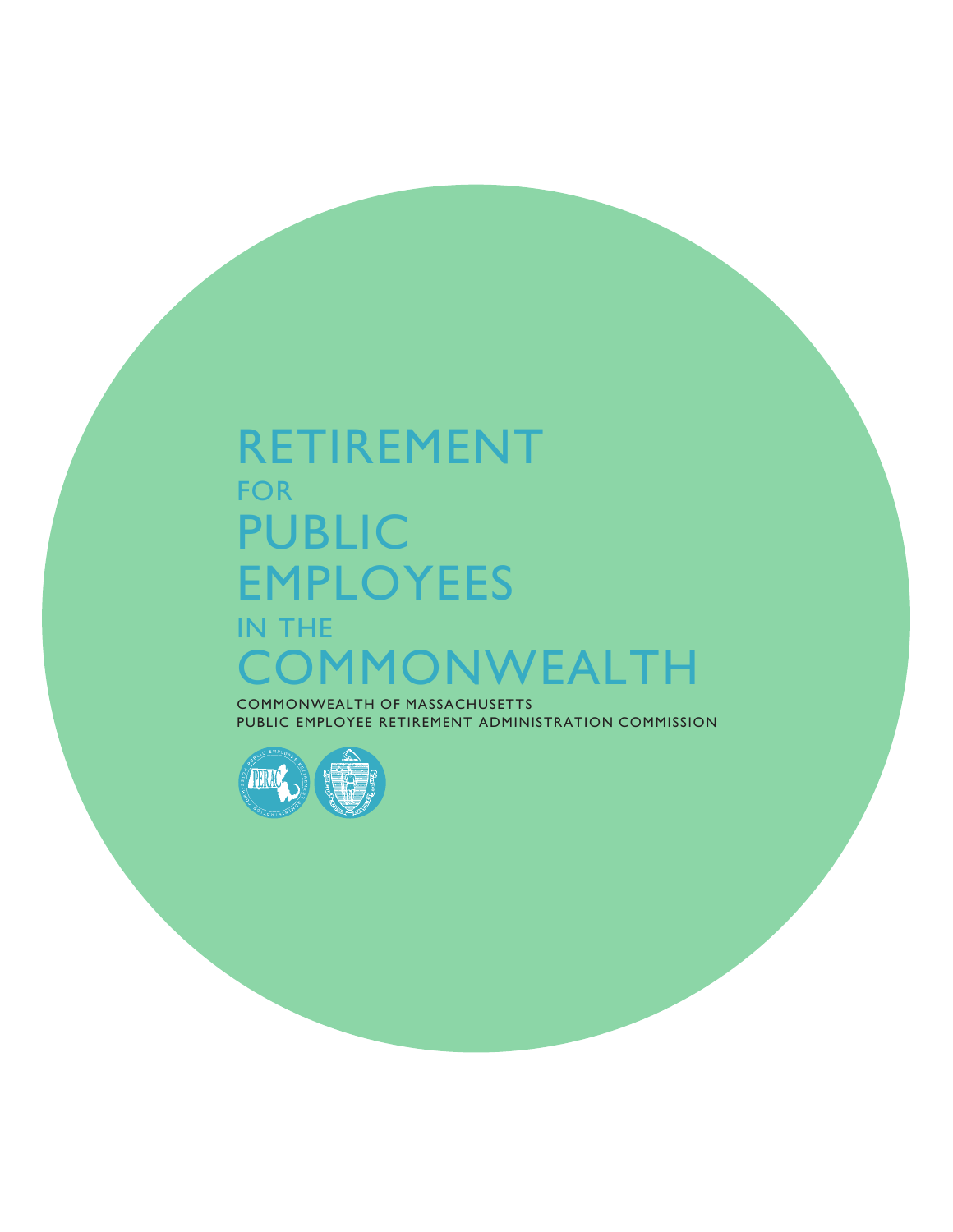# RETIREMENT FOR PUBLIC EMPLOYEES IN THE COMMONWEALTH

COMMONWEALTH OF MASSACHUSETTS

PUBLIC EMPLOYEE RETIREMENT ADMINISTRATION COMMISSION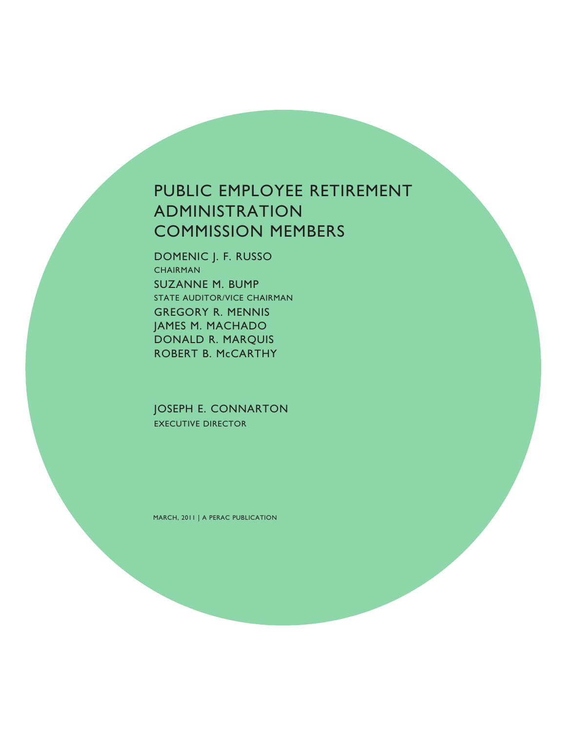# PUBLIC EMPLOYEE RETIREMENT ADMINISTRATION COMMISSION MEMBERS

DOMENIC J. F. RUSSO
CHAIRMAN

SUZANNE M. BUMP
STATE AUDITOR/VICE CHAIRMAN

GREGORY R. MENNIS
JAMES M. MACHADO
DONALD R. MARQUIS
ROBERT B. McCARTHY

JOSEPH E. CONNARTON
EXECUTIVE DIRECTOR

MARCH, 2011 | A PERAC PUBLICATION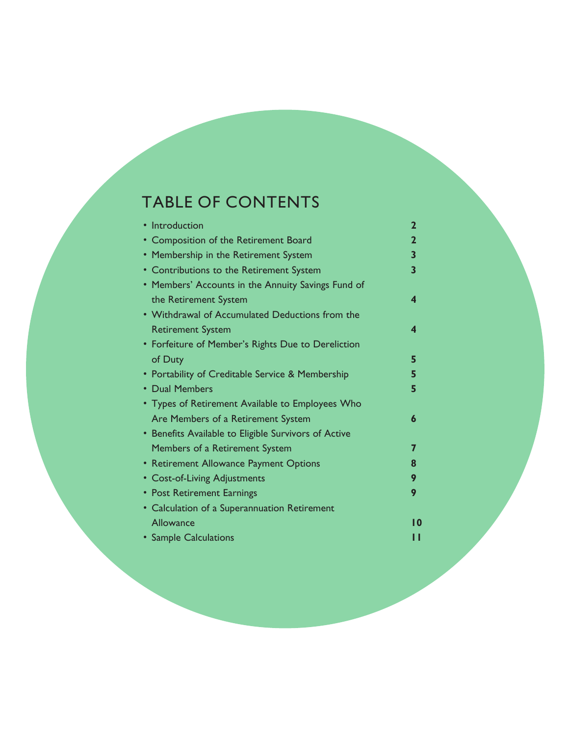# TABLE OF CONTENTS

- Introduction **2**
- Composition of the Retirement Board **2**
- Membership in the Retirement System **3**
- Contributions to the Retirement System **3**
- Members' Accounts in the Annuity Savings Fund of the Retirement System **4**
- Withdrawal of Accumulated Deductions from the Retirement System **4**
- Forfeiture of Member's Rights Due to Dereliction of Duty **5**
- Portability of Creditable Service & Membership **5**
- Dual Members **5**
- Types of Retirement Available to Employees Who Are Members of a Retirement System **6**
- Benefits Available to Eligible Survivors of Active Members of a Retirement System **7**
- Retirement Allowance Payment Options **8**
- Cost-of-Living Adjustments **9**
- Post Retirement Earnings **9**
- Calculation of a Superannuation Retirement Allowance **10**
- Sample Calculations **11**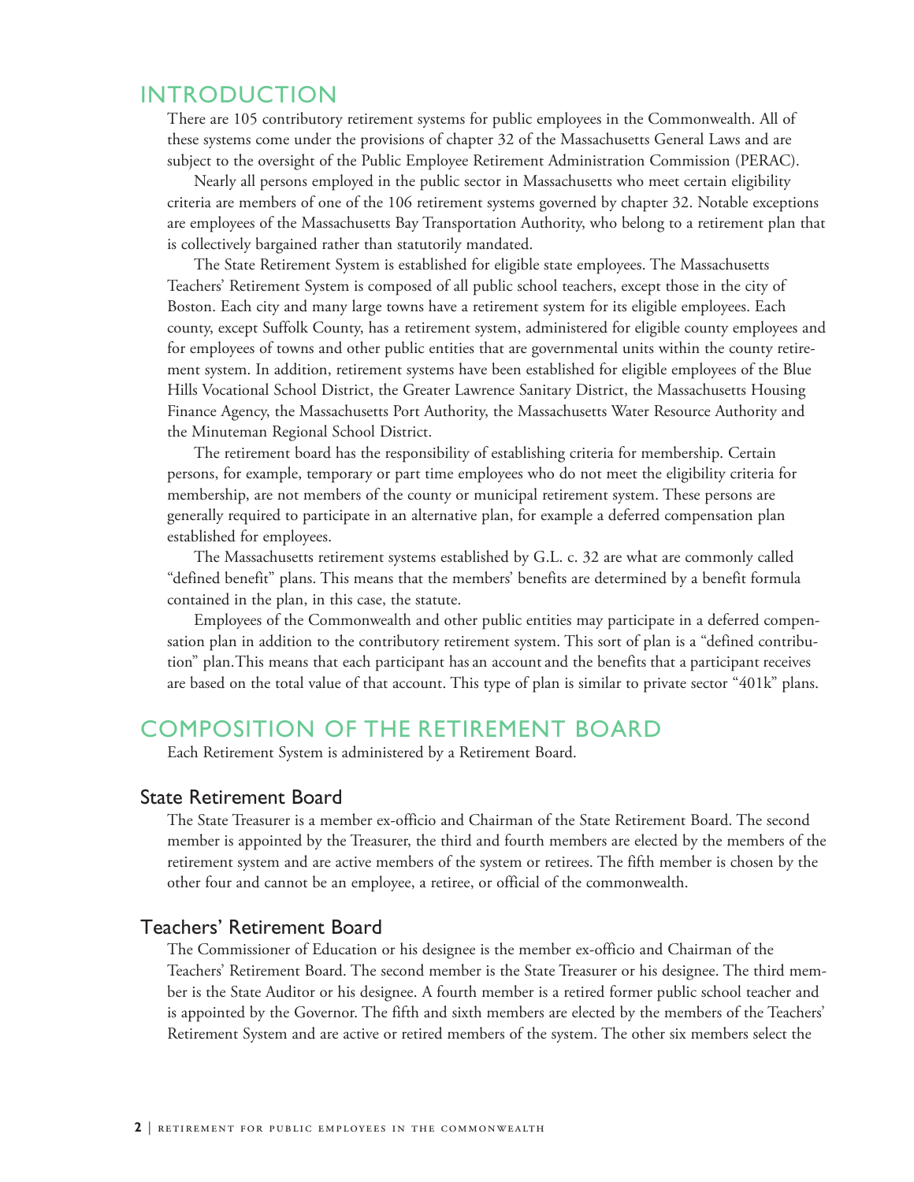## INTRODUCTION

There are 105 contributory retirement systems for public employees in the Commonwealth. All of these systems come under the provisions of chapter 32 of the Massachusetts General Laws and are subject to the oversight of the Public Employee Retirement Administration Commission (PERAC).

Nearly all persons employed in the public sector in Massachusetts who meet certain eligibility criteria are members of one of the 106 retirement systems governed by chapter 32. Notable exceptions are employees of the Massachusetts Bay Transportation Authority, who belong to a retirement plan that is collectively bargained rather than statutorily mandated.

The State Retirement System is established for eligible state employees. The Massachusetts Teachers' Retirement System is composed of all public school teachers, except those in the city of Boston. Each city and many large towns have a retirement system for its eligible employees. Each county, except Suffolk County, has a retirement system, administered for eligible county employees and for employees of towns and other public entities that are governmental units within the county retirement system. In addition, retirement systems have been established for eligible employees of the Blue Hills Vocational School District, the Greater Lawrence Sanitary District, the Massachusetts Housing Finance Agency, the Massachusetts Port Authority, the Massachusetts Water Resource Authority and the Minuteman Regional School District.

The retirement board has the responsibility of establishing criteria for membership. Certain persons, for example, temporary or part time employees who do not meet the eligibility criteria for membership, are not members of the county or municipal retirement system. These persons are generally required to participate in an alternative plan, for example a deferred compensation plan established for employees.

The Massachusetts retirement systems established by G.L. c. 32 are what are commonly called "defined benefit" plans. This means that the members' benefits are determined by a benefit formula contained in the plan, in this case, the statute.

Employees of the Commonwealth and other public entities may participate in a deferred compensation plan in addition to the contributory retirement system. This sort of plan is a "defined contribution" plan. This means that each participant has an account and the benefits that a participant receives are based on the total value of that account. This type of plan is similar to private sector "401k" plans.

## COMPOSITION OF THE RETIREMENT BOARD

Each Retirement System is administered by a Retirement Board.

### State Retirement Board

The State Treasurer is a member ex-officio and Chairman of the State Retirement Board. The second member is appointed by the Treasurer, the third and fourth members are elected by the members of the retirement system and are active members of the system or retirees. The fifth member is chosen by the other four and cannot be an employee, a retiree, or official of the commonwealth.

### Teachers' Retirement Board

The Commissioner of Education or his designee is the member ex-officio and Chairman of the Teachers' Retirement Board. The second member is the State Treasurer or his designee. The third member is the State Auditor or his designee. A fourth member is a retired former public school teacher and is appointed by the Governor. The fifth and sixth members are elected by the members of the Teachers' Retirement System and are active or retired members of the system. The other six members select the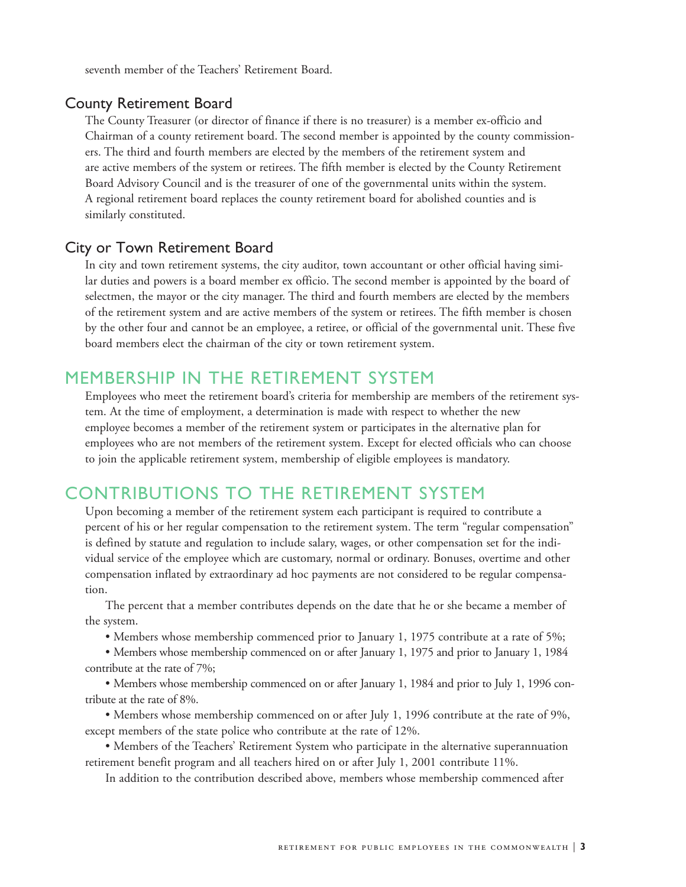seventh member of the Teachers' Retirement Board.

### County Retirement Board

The County Treasurer (or director of finance if there is no treasurer) is a member ex-officio and Chairman of a county retirement board. The second member is appointed by the county commissioners. The third and fourth members are elected by the members of the retirement system and are active members of the system or retirees. The fifth member is elected by the County Retirement Board Advisory Council and is the treasurer of one of the governmental units within the system. A regional retirement board replaces the county retirement board for abolished counties and is similarly constituted.

### City or Town Retirement Board

In city and town retirement systems, the city auditor, town accountant or other official having similar duties and powers is a board member ex officio. The second member is appointed by the board of selectmen, the mayor or the city manager. The third and fourth members are elected by the members of the retirement system and are active members of the system or retirees. The fifth member is chosen by the other four and cannot be an employee, a retiree, or official of the governmental unit. These five board members elect the chairman of the city or town retirement system.

## MEMBERSHIP IN THE RETIREMENT SYSTEM

Employees who meet the retirement board's criteria for membership are members of the retirement system. At the time of employment, a determination is made with respect to whether the new employee becomes a member of the retirement system or participates in the alternative plan for employees who are not members of the retirement system. Except for elected officials who can choose to join the applicable retirement system, membership of eligible employees is mandatory.

## CONTRIBUTIONS TO THE RETIREMENT SYSTEM

Upon becoming a member of the retirement system each participant is required to contribute a percent of his or her regular compensation to the retirement system. The term "regular compensation" is defined by statute and regulation to include salary, wages, or other compensation set for the individual service of the employee which are customary, normal or ordinary. Bonuses, overtime and other compensation inflated by extraordinary ad hoc payments are not considered to be regular compensation.

The percent that a member contributes depends on the date that he or she became a member of the system.

- Members whose membership commenced prior to January 1, 1975 contribute at a rate of 5%;
- Members whose membership commenced on or after January 1, 1975 and prior to January 1, 1984 contribute at the rate of 7%;
- Members whose membership commenced on or after January 1, 1984 and prior to July 1, 1996 contribute at the rate of 8%.
- Members whose membership commenced on or after July 1, 1996 contribute at the rate of 9%, except members of the state police who contribute at the rate of 12%.
- Members of the Teachers' Retirement System who participate in the alternative superannuation retirement benefit program and all teachers hired on or after July 1, 2001 contribute 11%.

In addition to the contribution described above, members whose membership commenced after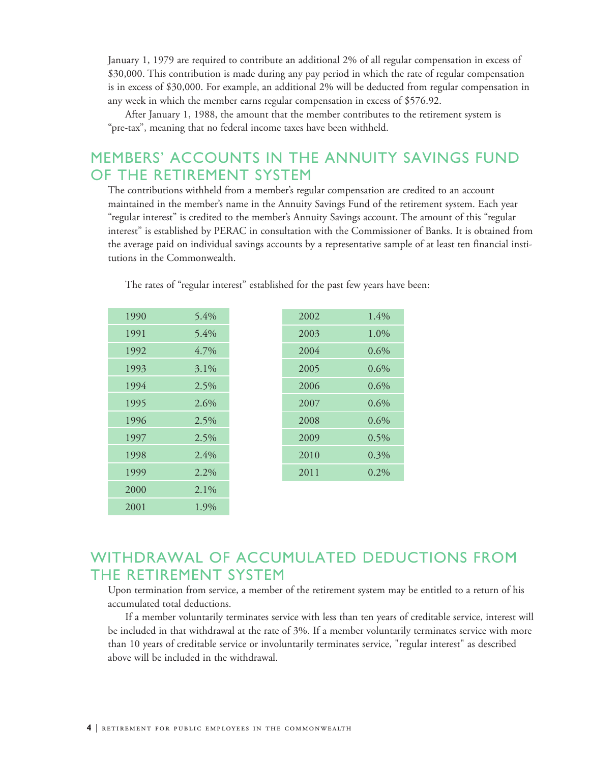January 1, 1979 are required to contribute an additional 2% of all regular compensation in excess of $30,000. This contribution is made during any pay period in which the rate of regular compensation is in excess of $30,000. For example, an additional 2% will be deducted from regular compensation in any week in which the member earns regular compensation in excess of $576.92.

After January 1, 1988, the amount that the member contributes to the retirement system is "pre-tax", meaning that no federal income taxes have been withheld.

## MEMBERS' ACCOUNTS IN THE ANNUITY SAVINGS FUND OF THE RETIREMENT SYSTEM

The contributions withheld from a member's regular compensation are credited to an account maintained in the member's name in the Annuity Savings Fund of the retirement system. Each year "regular interest" is credited to the member's Annuity Savings account. The amount of this "regular interest" is established by PERAC in consultation with the Commissioner of Banks. It is obtained from the average paid on individual savings accounts by a representative sample of at least ten financial institutions in the Commonwealth.

The rates of "regular interest" established for the past few years have been:

| Year | Rate |
|---|---|
| 1990 | 5.4% |
| 1991 | 5.4% |
| 1992 | 4.7% |
| 1993 | 3.1% |
| 1994 | 2.5% |
| 1995 | 2.6% |
| 1996 | 2.5% |
| 1997 | 2.5% |
| 1998 | 2.4% |
| 1999 | 2.2% |
| 2000 | 2.1% |
| 2001 | 1.9% |
| 2002 | 1.4% |
| 2003 | 1.0% |
| 2004 | 0.6% |
| 2005 | 0.6% |
| 2006 | 0.6% |
| 2007 | 0.6% |
| 2008 | 0.6% |
| 2009 | 0.5% |
| 2010 | 0.3% |
| 2011 | 0.2% |

## WITHDRAWAL OF ACCUMULATED DEDUCTIONS FROM THE RETIREMENT SYSTEM

Upon termination from service, a member of the retirement system may be entitled to a return of his accumulated total deductions.

If a member voluntarily terminates service with less than ten years of creditable service, interest will be included in that withdrawal at the rate of 3%. If a member voluntarily terminates service with more than 10 years of creditable service or involuntarily terminates service, "regular interest" as described above will be included in the withdrawal.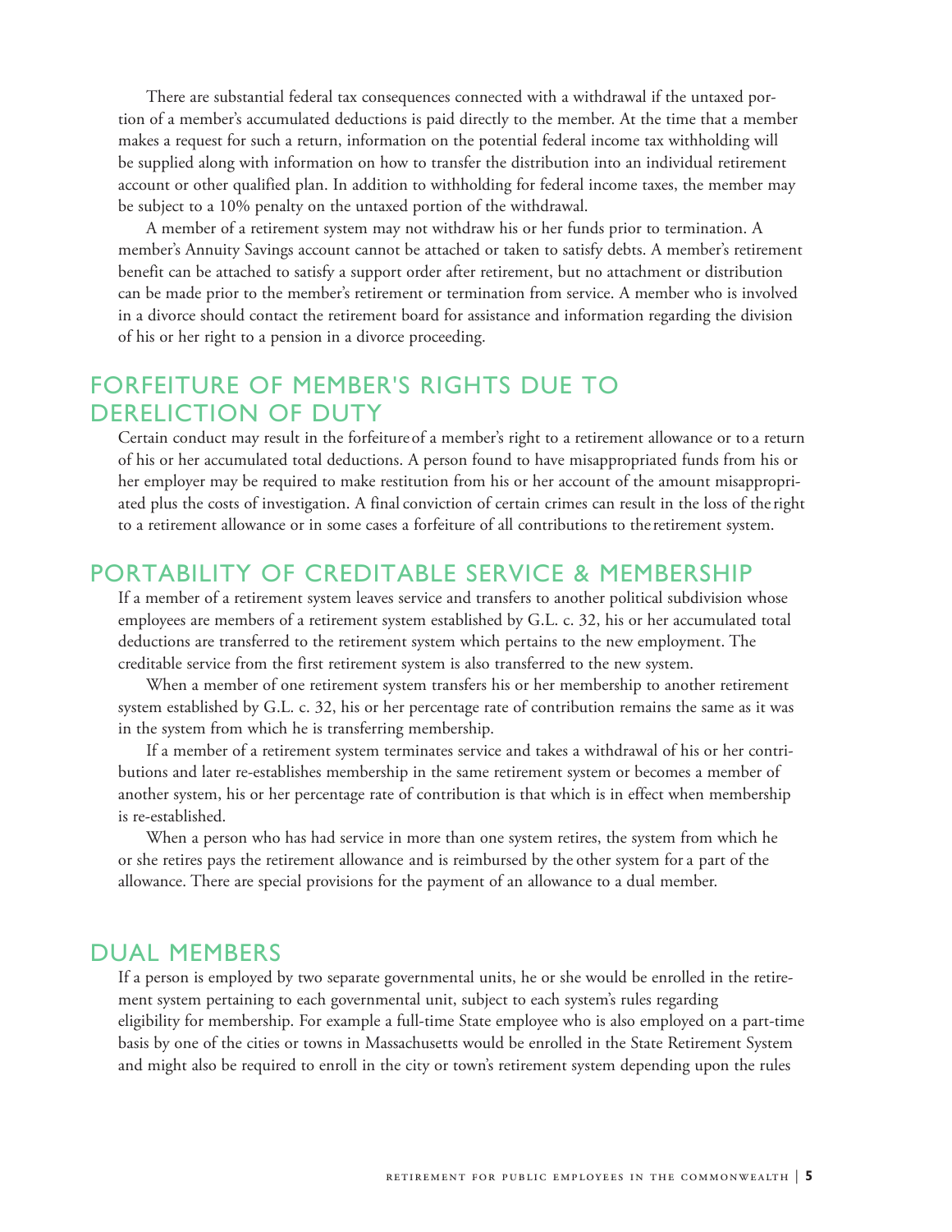There are substantial federal tax consequences connected with a withdrawal if the untaxed portion of a member's accumulated deductions is paid directly to the member. At the time that a member makes a request for such a return, information on the potential federal income tax withholding will be supplied along with information on how to transfer the distribution into an individual retirement account or other qualified plan. In addition to withholding for federal income taxes, the member may be subject to a 10% penalty on the untaxed portion of the withdrawal.

A member of a retirement system may not withdraw his or her funds prior to termination. A member's Annuity Savings account cannot be attached or taken to satisfy debts. A member's retirement benefit can be attached to satisfy a support order after retirement, but no attachment or distribution can be made prior to the member's retirement or termination from service. A member who is involved in a divorce should contact the retirement board for assistance and information regarding the division of his or her right to a pension in a divorce proceeding.

## FORFEITURE OF MEMBER'S RIGHTS DUE TO DERELICTION OF DUTY

Certain conduct may result in the forfeiture of a member's right to a retirement allowance or to a return of his or her accumulated total deductions. A person found to have misappropriated funds from his or her employer may be required to make restitution from his or her account of the amount misappropriated plus the costs of investigation. A final conviction of certain crimes can result in the loss of the right to a retirement allowance or in some cases a forfeiture of all contributions to the retirement system.

## PORTABILITY OF CREDITABLE SERVICE & MEMBERSHIP

If a member of a retirement system leaves service and transfers to another political subdivision whose employees are members of a retirement system established by G.L. c. 32, his or her accumulated total deductions are transferred to the retirement system which pertains to the new employment. The creditable service from the first retirement system is also transferred to the new system.

When a member of one retirement system transfers his or her membership to another retirement system established by G.L. c. 32, his or her percentage rate of contribution remains the same as it was in the system from which he is transferring membership.

If a member of a retirement system terminates service and takes a withdrawal of his or her contributions and later re-establishes membership in the same retirement system or becomes a member of another system, his or her percentage rate of contribution is that which is in effect when membership is re-established.

When a person who has had service in more than one system retires, the system from which he or she retires pays the retirement allowance and is reimbursed by the other system for a part of the allowance. There are special provisions for the payment of an allowance to a dual member.

## DUAL MEMBERS

If a person is employed by two separate governmental units, he or she would be enrolled in the retirement system pertaining to each governmental unit, subject to each system's rules regarding eligibility for membership. For example a full-time State employee who is also employed on a part-time basis by one of the cities or towns in Massachusetts would be enrolled in the State Retirement System and might also be required to enroll in the city or town's retirement system depending upon the rules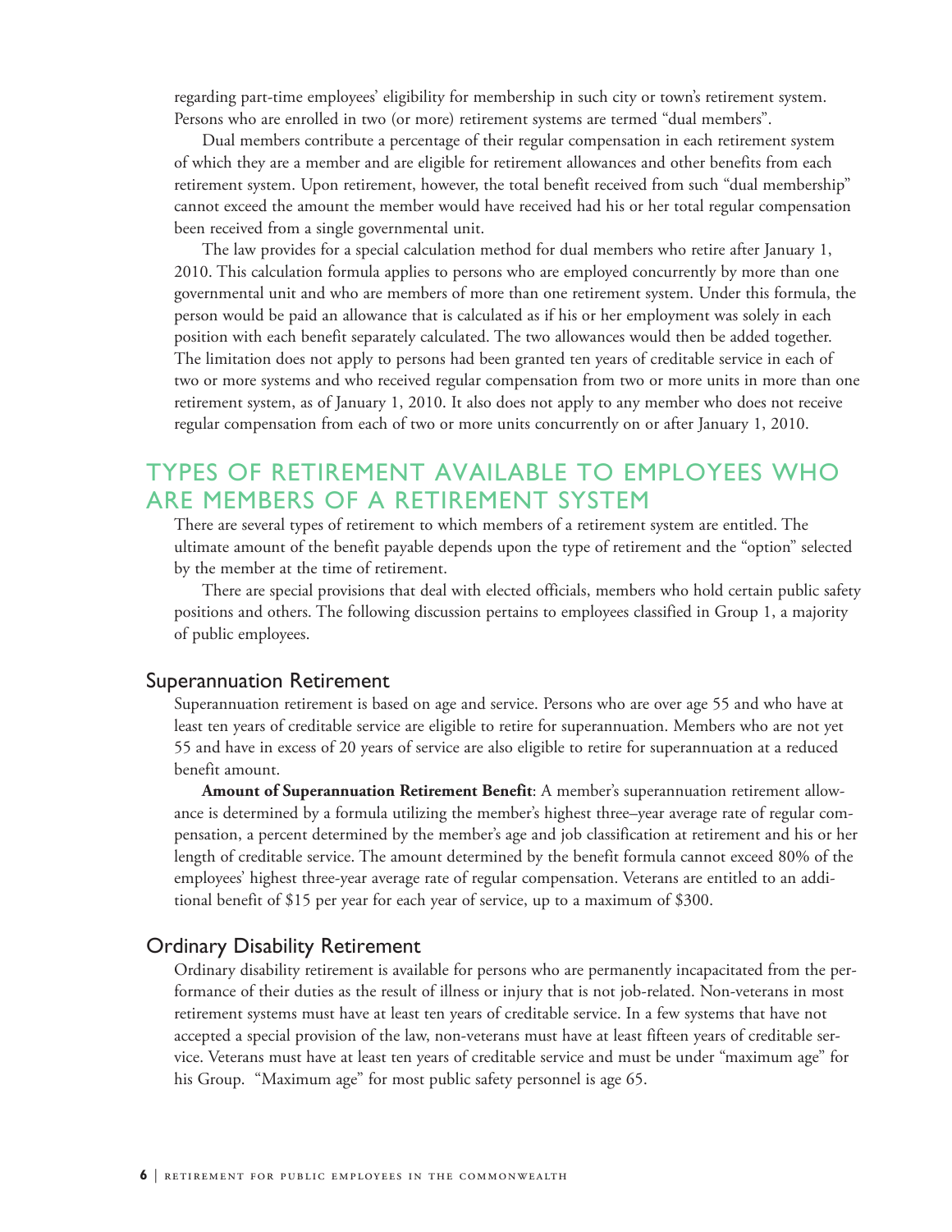regarding part-time employees' eligibility for membership in such city or town's retirement system. Persons who are enrolled in two (or more) retirement systems are termed "dual members".

Dual members contribute a percentage of their regular compensation in each retirement system of which they are a member and are eligible for retirement allowances and other benefits from each retirement system. Upon retirement, however, the total benefit received from such "dual membership" cannot exceed the amount the member would have received had his or her total regular compensation been received from a single governmental unit.

The law provides for a special calculation method for dual members who retire after January 1, 2010. This calculation formula applies to persons who are employed concurrently by more than one governmental unit and who are members of more than one retirement system. Under this formula, the person would be paid an allowance that is calculated as if his or her employment was solely in each position with each benefit separately calculated. The two allowances would then be added together. The limitation does not apply to persons had been granted ten years of creditable service in each of two or more systems and who received regular compensation from two or more units in more than one retirement system, as of January 1, 2010. It also does not apply to any member who does not receive regular compensation from each of two or more units concurrently on or after January 1, 2010.

## TYPES OF RETIREMENT AVAILABLE TO EMPLOYEES WHO ARE MEMBERS OF A RETIREMENT SYSTEM

There are several types of retirement to which members of a retirement system are entitled. The ultimate amount of the benefit payable depends upon the type of retirement and the "option" selected by the member at the time of retirement.

There are special provisions that deal with elected officials, members who hold certain public safety positions and others. The following discussion pertains to employees classified in Group 1, a majority of public employees.

### Superannuation Retirement

Superannuation retirement is based on age and service. Persons who are over age 55 and who have at least ten years of creditable service are eligible to retire for superannuation. Members who are not yet 55 and have in excess of 20 years of service are also eligible to retire for superannuation at a reduced benefit amount.

**Amount of Superannuation Retirement Benefit**: A member's superannuation retirement allowance is determined by a formula utilizing the member's highest three–year average rate of regular compensation, a percent determined by the member's age and job classification at retirement and his or her length of creditable service. The amount determined by the benefit formula cannot exceed 80% of the employees' highest three-year average rate of regular compensation. Veterans are entitled to an additional benefit of $15 per year for each year of service, up to a maximum of $300.

### Ordinary Disability Retirement

Ordinary disability retirement is available for persons who are permanently incapacitated from the performance of their duties as the result of illness or injury that is not job-related. Non-veterans in most retirement systems must have at least ten years of creditable service. In a few systems that have not accepted a special provision of the law, non-veterans must have at least fifteen years of creditable service. Veterans must have at least ten years of creditable service and must be under "maximum age" for his Group. "Maximum age" for most public safety personnel is age 65.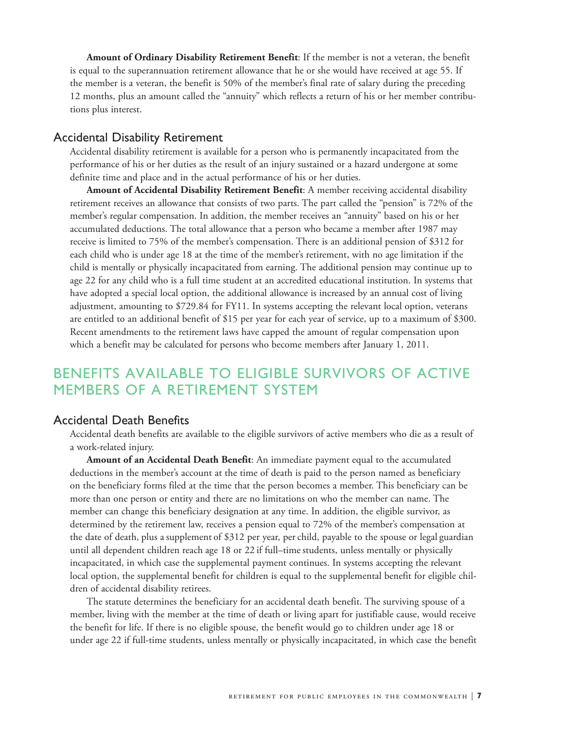**Amount of Ordinary Disability Retirement Benefit**: If the member is not a veteran, the benefit is equal to the superannuation retirement allowance that he or she would have received at age 55. If the member is a veteran, the benefit is 50% of the member's final rate of salary during the preceding 12 months, plus an amount called the "annuity" which reflects a return of his or her member contributions plus interest.

### Accidental Disability Retirement

Accidental disability retirement is available for a person who is permanently incapacitated from the performance of his or her duties as the result of an injury sustained or a hazard undergone at some definite time and place and in the actual performance of his or her duties.

**Amount of Accidental Disability Retirement Benefit**: A member receiving accidental disability retirement receives an allowance that consists of two parts. The part called the "pension" is 72% of the member's regular compensation. In addition, the member receives an "annuity" based on his or her accumulated deductions. The total allowance that a person who became a member after 1987 may receive is limited to 75% of the member's compensation. There is an additional pension of $312 for each child who is under age 18 at the time of the member's retirement, with no age limitation if the child is mentally or physically incapacitated from earning. The additional pension may continue up to age 22 for any child who is a full time student at an accredited educational institution. In systems that have adopted a special local option, the additional allowance is increased by an annual cost of living adjustment, amounting to $729.84 for FY11. In systems accepting the relevant local option, veterans are entitled to an additional benefit of $15 per year for each year of service, up to a maximum of $300. Recent amendments to the retirement laws have capped the amount of regular compensation upon which a benefit may be calculated for persons who become members after January 1, 2011.

## BENEFITS AVAILABLE TO ELIGIBLE SURVIVORS OF ACTIVE MEMBERS OF A RETIREMENT SYSTEM

### Accidental Death Benefits

Accidental death benefits are available to the eligible survivors of active members who die as a result of a work-related injury.

**Amount of an Accidental Death Benefit**: An immediate payment equal to the accumulated deductions in the member's account at the time of death is paid to the person named as beneficiary on the beneficiary forms filed at the time that the person becomes a member. This beneficiary can be more than one person or entity and there are no limitations on who the member can name. The member can change this beneficiary designation at any time. In addition, the eligible survivor, as determined by the retirement law, receives a pension equal to 72% of the member's compensation at the date of death, plus a supplement of $312 per year, per child, payable to the spouse or legal guardian until all dependent children reach age 18 or 22 if full–time students, unless mentally or physically incapacitated, in which case the supplemental payment continues. In systems accepting the relevant local option, the supplemental benefit for children is equal to the supplemental benefit for eligible children of accidental disability retirees.

The statute determines the beneficiary for an accidental death benefit. The surviving spouse of a member, living with the member at the time of death or living apart for justifiable cause, would receive the benefit for life. If there is no eligible spouse, the benefit would go to children under age 18 or under age 22 if full-time students, unless mentally or physically incapacitated, in which case the benefit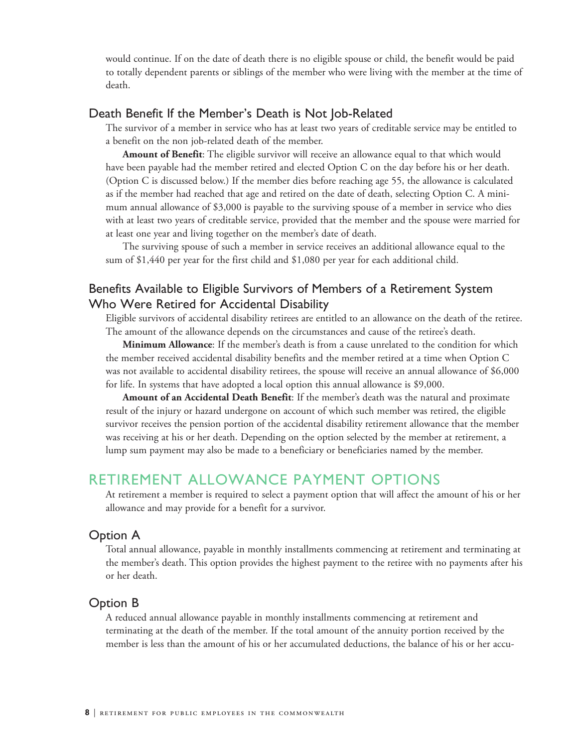would continue. If on the date of death there is no eligible spouse or child, the benefit would be paid to totally dependent parents or siblings of the member who were living with the member at the time of death.

### Death Benefit If the Member's Death is Not Job-Related

The survivor of a member in service who has at least two years of creditable service may be entitled to a benefit on the non job-related death of the member.

**Amount of Benefit**: The eligible survivor will receive an allowance equal to that which would have been payable had the member retired and elected Option C on the day before his or her death. (Option C is discussed below.) If the member dies before reaching age 55, the allowance is calculated as if the member had reached that age and retired on the date of death, selecting Option C. A minimum annual allowance of $3,000 is payable to the surviving spouse of a member in service who dies with at least two years of creditable service, provided that the member and the spouse were married for at least one year and living together on the member's date of death.

The surviving spouse of such a member in service receives an additional allowance equal to the sum of $1,440 per year for the first child and $1,080 per year for each additional child.

### Benefits Available to Eligible Survivors of Members of a Retirement System Who Were Retired for Accidental Disability

Eligible survivors of accidental disability retirees are entitled to an allowance on the death of the retiree. The amount of the allowance depends on the circumstances and cause of the retiree's death.

**Minimum Allowance**: If the member's death is from a cause unrelated to the condition for which the member received accidental disability benefits and the member retired at a time when Option C was not available to accidental disability retirees, the spouse will receive an annual allowance of $6,000 for life. In systems that have adopted a local option this annual allowance is $9,000.

**Amount of an Accidental Death Benefit**: If the member's death was the natural and proximate result of the injury or hazard undergone on account of which such member was retired, the eligible survivor receives the pension portion of the accidental disability retirement allowance that the member was receiving at his or her death. Depending on the option selected by the member at retirement, a lump sum payment may also be made to a beneficiary or beneficiaries named by the member.

## RETIREMENT ALLOWANCE PAYMENT OPTIONS

At retirement a member is required to select a payment option that will affect the amount of his or her allowance and may provide for a benefit for a survivor.

### Option A

Total annual allowance, payable in monthly installments commencing at retirement and terminating at the member's death. This option provides the highest payment to the retiree with no payments after his or her death.

### Option B

A reduced annual allowance payable in monthly installments commencing at retirement and terminating at the death of the member. If the total amount of the annuity portion received by the member is less than the amount of his or her accumulated deductions, the balance of his or her accu-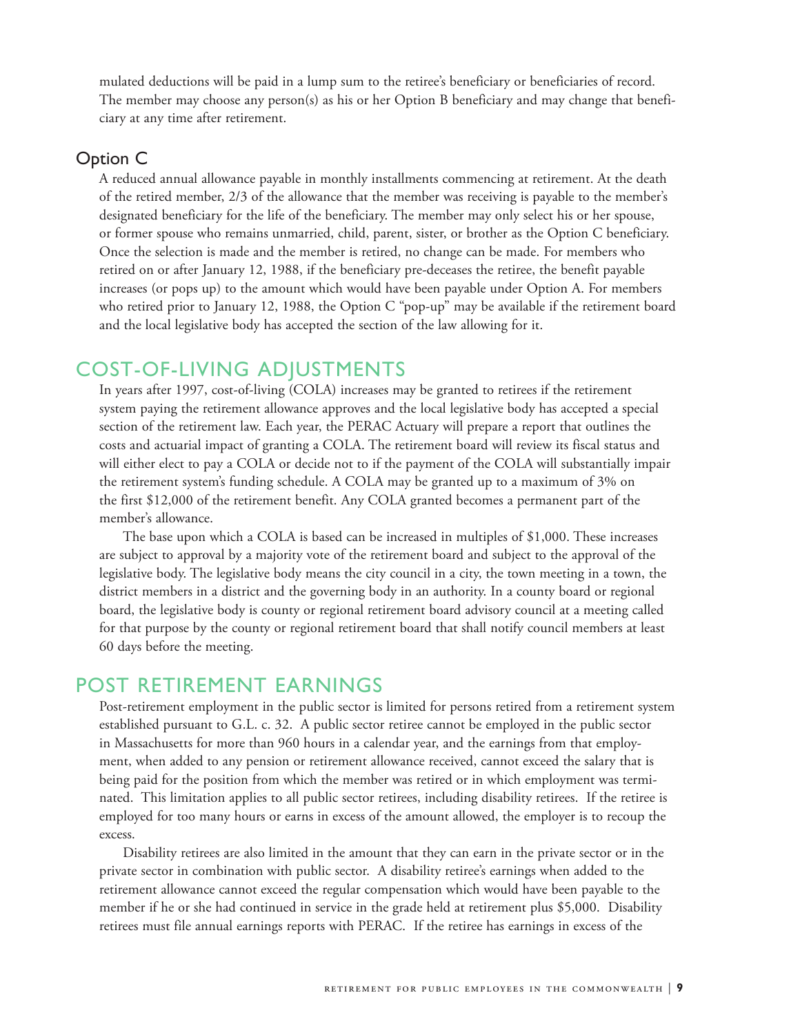mulated deductions will be paid in a lump sum to the retiree's beneficiary or beneficiaries of record. The member may choose any person(s) as his or her Option B beneficiary and may change that beneficiary at any time after retirement.

### Option C

A reduced annual allowance payable in monthly installments commencing at retirement. At the death of the retired member, 2/3 of the allowance that the member was receiving is payable to the member's designated beneficiary for the life of the beneficiary. The member may only select his or her spouse, or former spouse who remains unmarried, child, parent, sister, or brother as the Option C beneficiary. Once the selection is made and the member is retired, no change can be made. For members who retired on or after January 12, 1988, if the beneficiary pre-deceases the retiree, the benefit payable increases (or pops up) to the amount which would have been payable under Option A. For members who retired prior to January 12, 1988, the Option C "pop-up" may be available if the retirement board and the local legislative body has accepted the section of the law allowing for it.

## COST-OF-LIVING ADJUSTMENTS

In years after 1997, cost-of-living (COLA) increases may be granted to retirees if the retirement system paying the retirement allowance approves and the local legislative body has accepted a special section of the retirement law. Each year, the PERAC Actuary will prepare a report that outlines the costs and actuarial impact of granting a COLA. The retirement board will review its fiscal status and will either elect to pay a COLA or decide not to if the payment of the COLA will substantially impair the retirement system's funding schedule. A COLA may be granted up to a maximum of 3% on the first $12,000 of the retirement benefit. Any COLA granted becomes a permanent part of the member's allowance.

The base upon which a COLA is based can be increased in multiples of $1,000. These increases are subject to approval by a majority vote of the retirement board and subject to the approval of the legislative body. The legislative body means the city council in a city, the town meeting in a town, the district members in a district and the governing body in an authority. In a county board or regional board, the legislative body is county or regional retirement board advisory council at a meeting called for that purpose by the county or regional retirement board that shall notify council members at least 60 days before the meeting.

## POST RETIREMENT EARNINGS

Post-retirement employment in the public sector is limited for persons retired from a retirement system established pursuant to G.L. c. 32. A public sector retiree cannot be employed in the public sector in Massachusetts for more than 960 hours in a calendar year, and the earnings from that employment, when added to any pension or retirement allowance received, cannot exceed the salary that is being paid for the position from which the member was retired or in which employment was terminated. This limitation applies to all public sector retirees, including disability retirees. If the retiree is employed for too many hours or earns in excess of the amount allowed, the employer is to recoup the excess.

Disability retirees are also limited in the amount that they can earn in the private sector or in the private sector in combination with public sector. A disability retiree's earnings when added to the retirement allowance cannot exceed the regular compensation which would have been payable to the member if he or she had continued in service in the grade held at retirement plus $5,000. Disability retirees must file annual earnings reports with PERAC. If the retiree has earnings in excess of the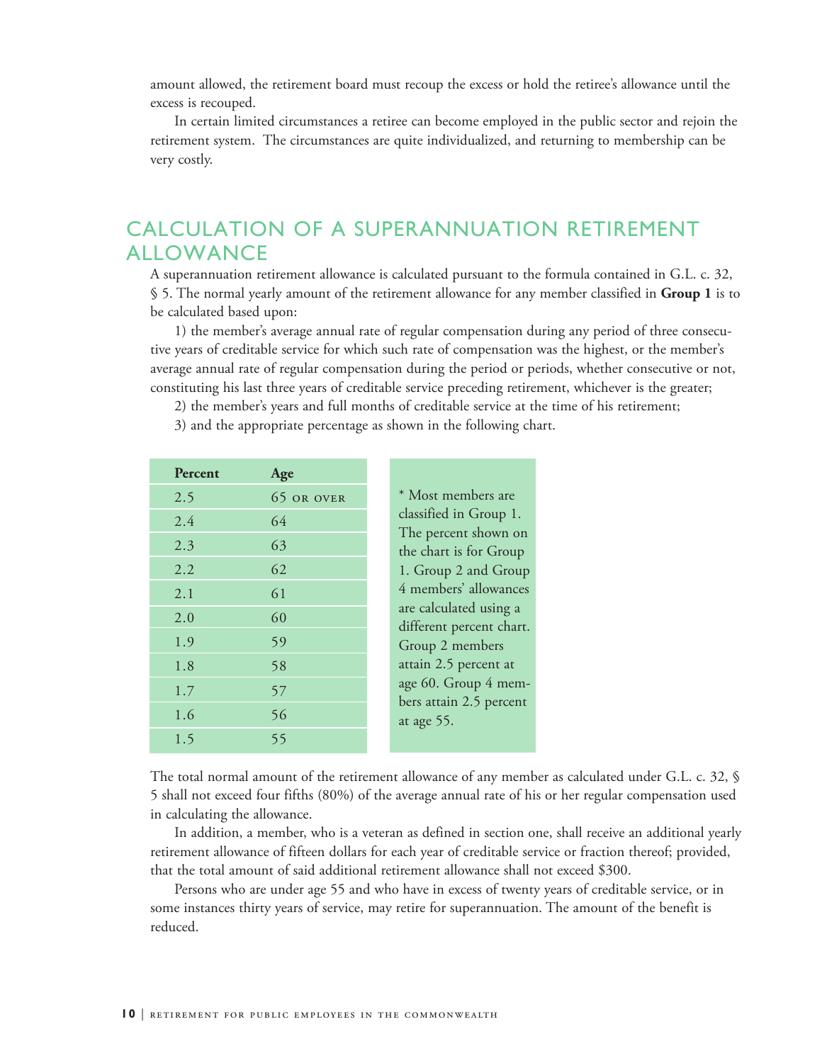amount allowed, the retirement board must recoup the excess or hold the retiree's allowance until the excess is recouped.

In certain limited circumstances a retiree can become employed in the public sector and rejoin the retirement system. The circumstances are quite individualized, and returning to membership can be very costly.

## CALCULATION OF A SUPERANNUATION RETIREMENT ALLOWANCE

A superannuation retirement allowance is calculated pursuant to the formula contained in G.L. c. 32, § 5. The normal yearly amount of the retirement allowance for any member classified in **Group 1** is to be calculated based upon:

1) the member's average annual rate of regular compensation during any period of three consecutive years of creditable service for which such rate of compensation was the highest, or the member's average annual rate of regular compensation during the period or periods, whether consecutive or not, constituting his last three years of creditable service preceding retirement, whichever is the greater;

2) the member's years and full months of creditable service at the time of his retirement;

3) and the appropriate percentage as shown in the following chart.

| Percent | Age |
|---|---|
| 2.5 | 65 or over |
| 2.4 | 64 |
| 2.3 | 63 |
| 2.2 | 62 |
| 2.1 | 61 |
| 2.0 | 60 |
| 1.9 | 59 |
| 1.8 | 58 |
| 1.7 | 57 |
| 1.6 | 56 |
| 1.5 | 55 |

* Most members are classified in Group 1. The percent shown on the chart is for Group 1. Group 2 and Group 4 members' allowances are calculated using a different percent chart. Group 2 members attain 2.5 percent at age 60. Group 4 members attain 2.5 percent at age 55.

The total normal amount of the retirement allowance of any member as calculated under G.L. c. 32, § 5 shall not exceed four fifths (80%) of the average annual rate of his or her regular compensation used in calculating the allowance.

In addition, a member, who is a veteran as defined in section one, shall receive an additional yearly retirement allowance of fifteen dollars for each year of creditable service or fraction thereof; provided, that the total amount of said additional retirement allowance shall not exceed $300.

Persons who are under age 55 and who have in excess of twenty years of creditable service, or in some instances thirty years of service, may retire for superannuation. The amount of the benefit is reduced.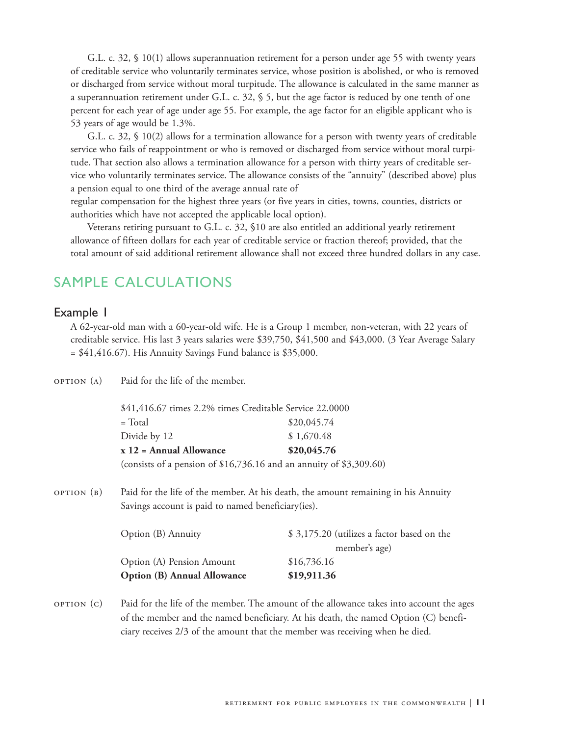G.L. c. 32, § 10(1) allows superannuation retirement for a person under age 55 with twenty years of creditable service who voluntarily terminates service, whose position is abolished, or who is removed or discharged from service without moral turpitude. The allowance is calculated in the same manner as a superannuation retirement under G.L. c. 32, § 5, but the age factor is reduced by one tenth of one percent for each year of age under age 55. For example, the age factor for an eligible applicant who is 53 years of age would be 1.3%.

G.L. c. 32, § 10(2) allows for a termination allowance for a person with twenty years of creditable service who fails of reappointment or who is removed or discharged from service without moral turpitude. That section also allows a termination allowance for a person with thirty years of creditable service who voluntarily terminates service. The allowance consists of the "annuity" (described above) plus a pension equal to one third of the average annual rate of regular compensation for the highest three years (or five years in cities, towns, counties, districts or authorities which have not accepted the applicable local option).

Veterans retiring pursuant to G.L. c. 32, §10 are also entitled an additional yearly retirement allowance of fifteen dollars for each year of creditable service or fraction thereof; provided, that the total amount of said additional retirement allowance shall not exceed three hundred dollars in any case.

## SAMPLE CALCULATIONS

### Example 1

A 62-year-old man with a 60-year-old wife. He is a Group 1 member, non-veteran, with 22 years of creditable service. His last 3 years salaries were $39,750, $41,500 and $43,000. (3 Year Average Salary = $41,416.67). His Annuity Savings Fund balance is $35,000.

OPTION (A) Paid for the life of the member.

$41,416.67 times 2.2% times Creditable Service 22.0000

| | |
|---|---|
| = Total | $20,045.74 |
| Divide by 12 | $ 1,670.48 |
| **x 12 = Annual Allowance** | **$20,045.76** |

(consists of a pension of $16,736.16 and an annuity of $3,309.60)

OPTION (B) Paid for the life of the member. At his death, the amount remaining in his Annuity Savings account is paid to named beneficiary(ies).

| | |
|---|---|
| Option (B) Annuity | $ 3,175.20 (utilizes a factor based on the member's age) |
| Option (A) Pension Amount | $16,736.16 |
| **Option (B) Annual Allowance** | **$19,911.36** |

OPTION (C) Paid for the life of the member. The amount of the allowance takes into account the ages of the member and the named beneficiary. At his death, the named Option (C) beneficiary receives 2/3 of the amount that the member was receiving when he died.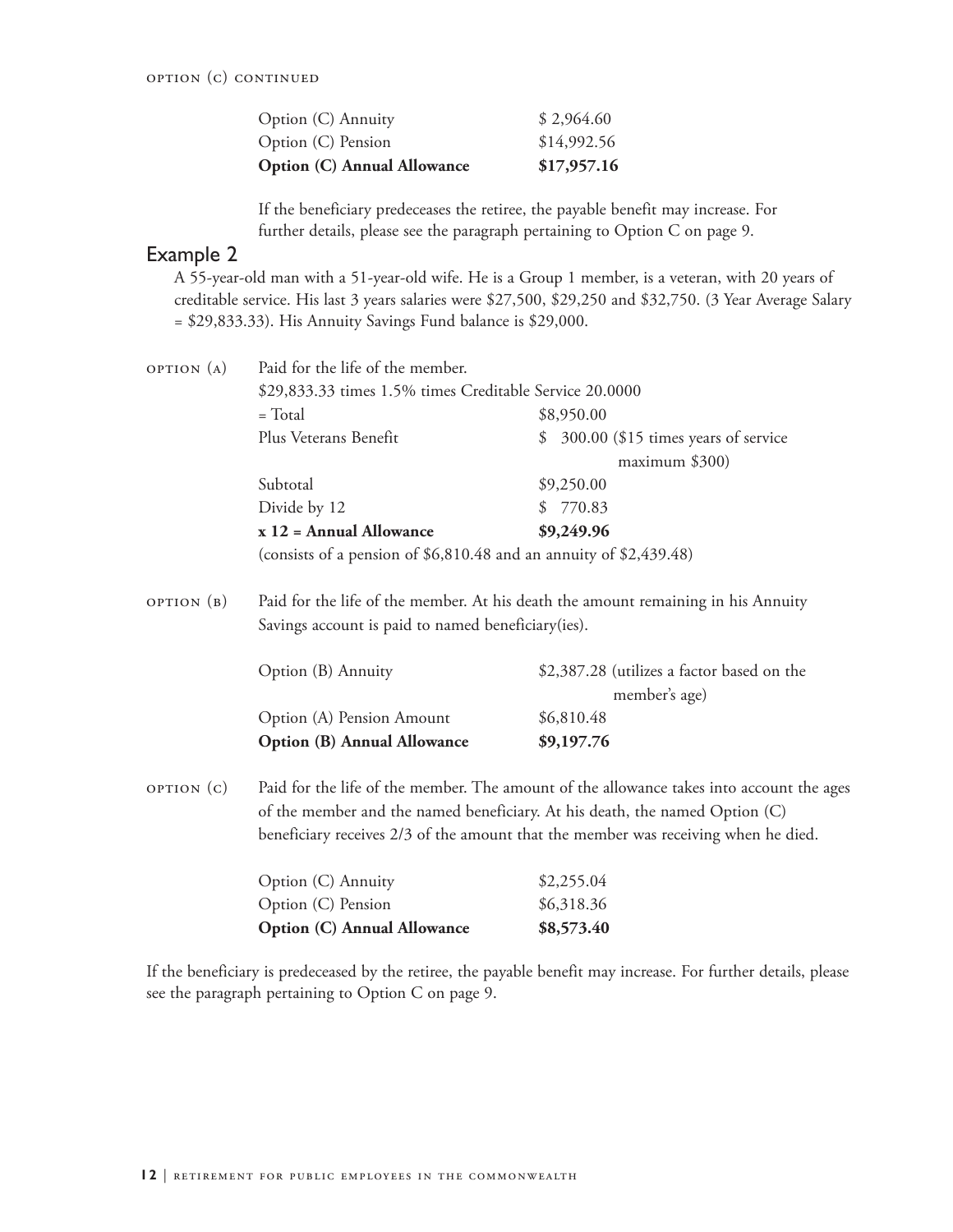OPTION (C) CONTINUED

| | |
|---|---|
| Option (C) Annuity | $ 2,964.60 |
| Option (C) Pension | $14,992.56 |
| **Option (C) Annual Allowance** | **$17,957.16** |

If the beneficiary predeceases the retiree, the payable benefit may increase. For further details, please see the paragraph pertaining to Option C on page 9.

## Example 2

A 55-year-old man with a 51-year-old wife. He is a Group 1 member, is a veteran, with 20 years of creditable service. His last 3 years salaries were $27,500, $29,250 and $32,750. (3 Year Average Salary = $29,833.33). His Annuity Savings Fund balance is $29,000.

**OPTION (A)** Paid for the life of the member.

$29,833.33 times 1.5% times Creditable Service 20.0000

| | |
|---|---|
| = Total | $8,950.00 |
| Plus Veterans Benefit | $ 300.00 ($15 times years of service maximum $300) |
| Subtotal | $9,250.00 |
| Divide by 12 | $ 770.83 |
| **x 12 = Annual Allowance** | **$9,249.96** |

(consists of a pension of $6,810.48 and an annuity of $2,439.48)

**OPTION (B)** Paid for the life of the member. At his death the amount remaining in his Annuity Savings account is paid to named beneficiary(ies).

| | |
|---|---|
| Option (B) Annuity | $2,387.28 (utilizes a factor based on the member's age) |
| Option (A) Pension Amount | $6,810.48 |
| **Option (B) Annual Allowance** | **$9,197.76** |

**OPTION (C)** Paid for the life of the member. The amount of the allowance takes into account the ages of the member and the named beneficiary. At his death, the named Option (C) beneficiary receives 2/3 of the amount that the member was receiving when he died.

| | |
|---|---|
| Option (C) Annuity | $2,255.04 |
| Option (C) Pension | $6,318.36 |
| **Option (C) Annual Allowance** | **$8,573.40** |

If the beneficiary is predeceased by the retiree, the payable benefit may increase. For further details, please see the paragraph pertaining to Option C on page 9.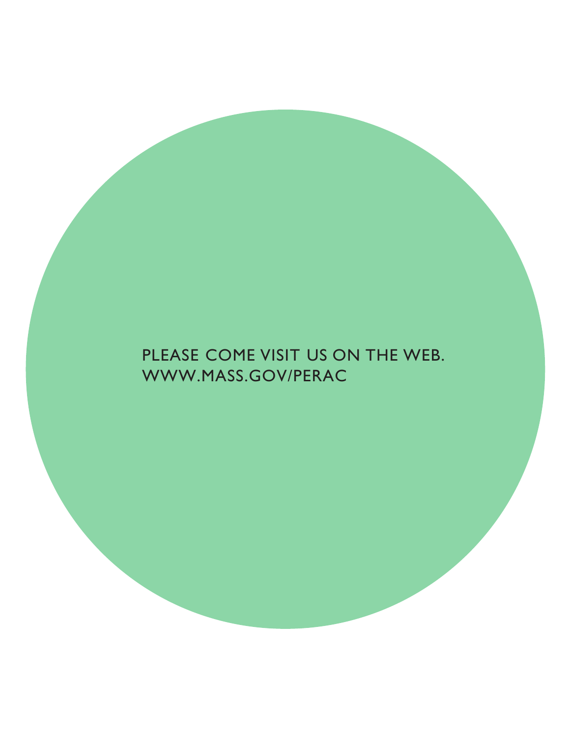PLEASE COME VISIT US ON THE WEB.
WWW.MASS.GOV/PERAC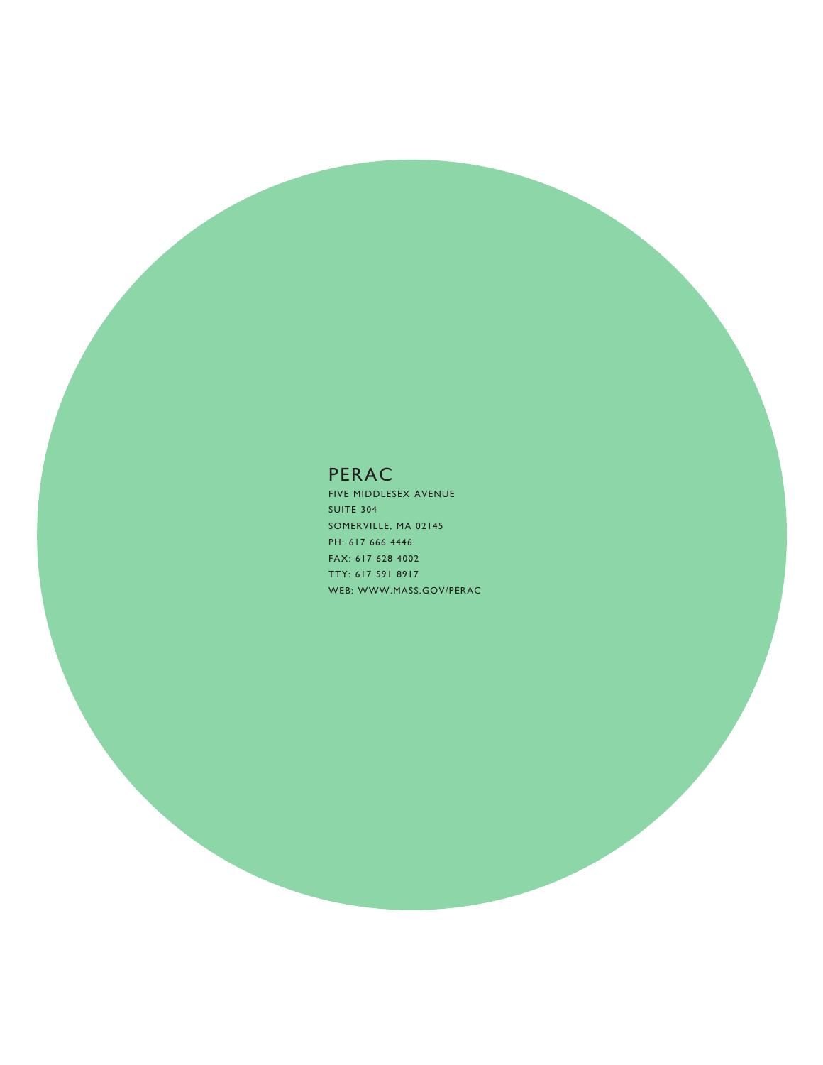# PERAC

FIVE MIDDLESEX AVENUE
SUITE 304
SOMERVILLE, MA 02145
PH: 617 666 4446
FAX: 617 628 4002
TTY: 617 591 8917
WEB: WWW.MASS.GOV/PERAC